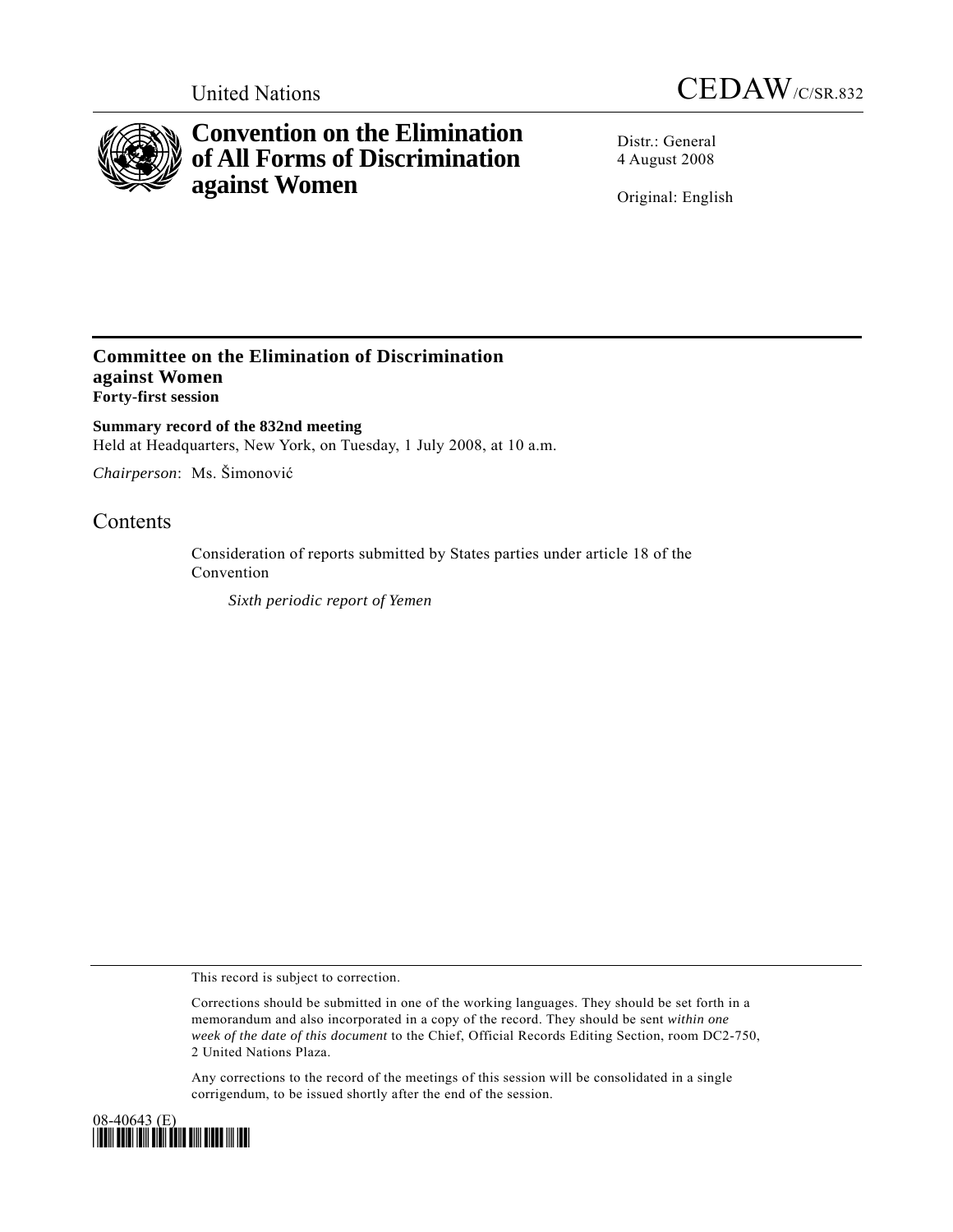United Nations CEDAW/C/SR.832

# Convention on the Elimination of All Forms of Discrimination against Women

Distr.: General
4 August 2008

Original: English

## Committee on the Elimination of Discrimination against Women
**Forty-first session**

**Summary record of the 832nd meeting**
Held at Headquarters, New York, on Tuesday, 1 July 2008, at 10 a.m.

*Chairperson*: Ms. Šimonović

## Contents

Consideration of reports submitted by States parties under article 18 of the Convention

*Sixth periodic report of Yemen*

This record is subject to correction.

Corrections should be submitted in one of the working languages. They should be set forth in a memorandum and also incorporated in a copy of the record. They should be sent *within one week of the date of this document* to the Chief, Official Records Editing Section, room DC2-750, 2 United Nations Plaza.

Any corrections to the record of the meetings of this session will be consolidated in a single corrigendum, to be issued shortly after the end of the session.

08-40643 (E)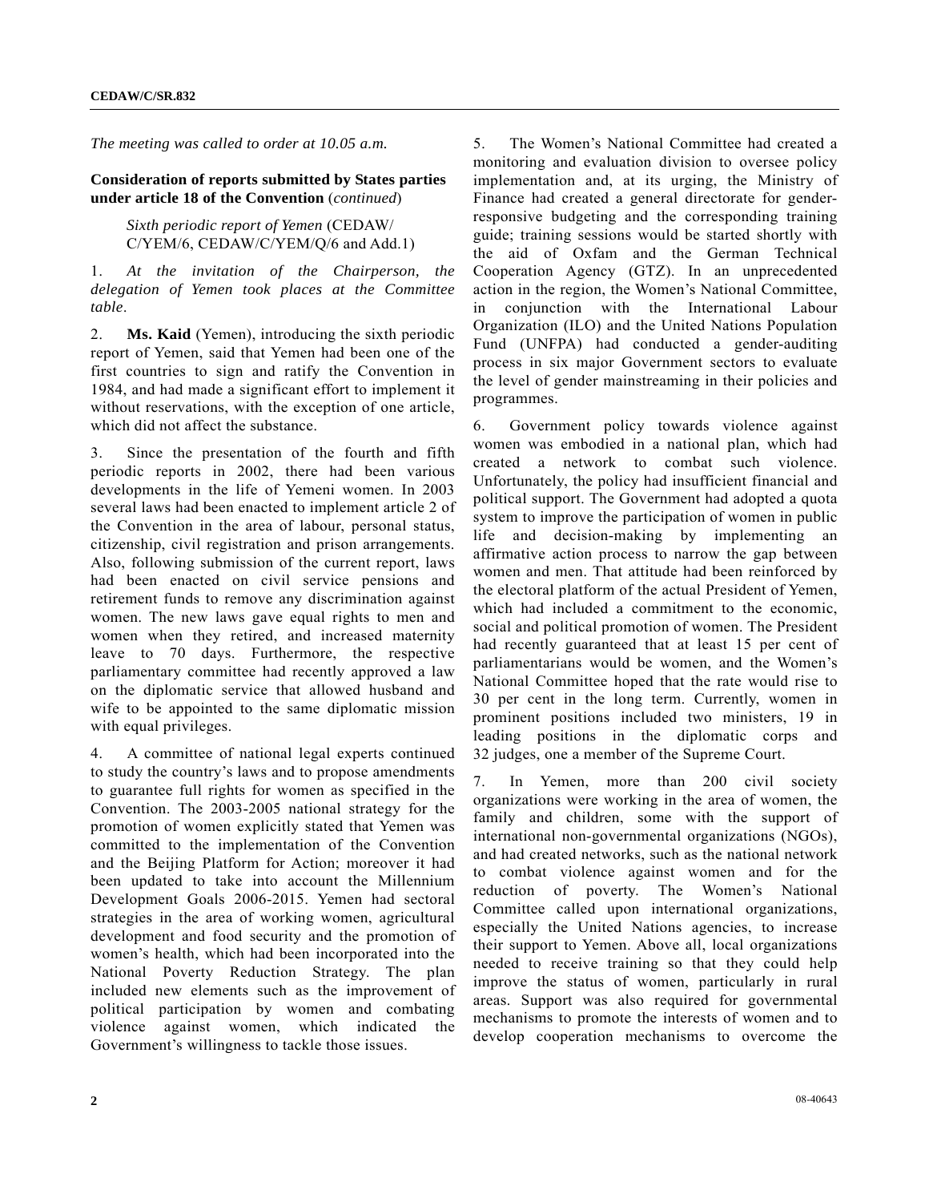*The meeting was called to order at 10.05 a.m.*

**Consideration of reports submitted by States parties under article 18 of the Convention** (*continued*)

*Sixth periodic report of Yemen* (CEDAW/C/YEM/6, CEDAW/C/YEM/Q/6 and Add.1)

1. *At the invitation of the Chairperson, the delegation of Yemen took places at the Committee table*.

2. **Ms. Kaid** (Yemen), introducing the sixth periodic report of Yemen, said that Yemen had been one of the first countries to sign and ratify the Convention in 1984, and had made a significant effort to implement it without reservations, with the exception of one article, which did not affect the substance.

3. Since the presentation of the fourth and fifth periodic reports in 2002, there had been various developments in the life of Yemeni women. In 2003 several laws had been enacted to implement article 2 of the Convention in the area of labour, personal status, citizenship, civil registration and prison arrangements. Also, following submission of the current report, laws had been enacted on civil service pensions and retirement funds to remove any discrimination against women. The new laws gave equal rights to men and women when they retired, and increased maternity leave to 70 days. Furthermore, the respective parliamentary committee had recently approved a law on the diplomatic service that allowed husband and wife to be appointed to the same diplomatic mission with equal privileges.

4. A committee of national legal experts continued to study the country's laws and to propose amendments to guarantee full rights for women as specified in the Convention. The 2003-2005 national strategy for the promotion of women explicitly stated that Yemen was committed to the implementation of the Convention and the Beijing Platform for Action; moreover it had been updated to take into account the Millennium Development Goals 2006-2015. Yemen had sectoral strategies in the area of working women, agricultural development and food security and the promotion of women's health, which had been incorporated into the National Poverty Reduction Strategy. The plan included new elements such as the improvement of political participation by women and combating violence against women, which indicated the Government's willingness to tackle those issues.

5. The Women's National Committee had created a monitoring and evaluation division to oversee policy implementation and, at its urging, the Ministry of Finance had created a general directorate for gender-responsive budgeting and the corresponding training guide; training sessions would be started shortly with the aid of Oxfam and the German Technical Cooperation Agency (GTZ). In an unprecedented action in the region, the Women's National Committee, in conjunction with the International Labour Organization (ILO) and the United Nations Population Fund (UNFPA) had conducted a gender-auditing process in six major Government sectors to evaluate the level of gender mainstreaming in their policies and programmes.

6. Government policy towards violence against women was embodied in a national plan, which had created a network to combat such violence. Unfortunately, the policy had insufficient financial and political support. The Government had adopted a quota system to improve the participation of women in public life and decision-making by implementing an affirmative action process to narrow the gap between women and men. That attitude had been reinforced by the electoral platform of the actual President of Yemen, which had included a commitment to the economic, social and political promotion of women. The President had recently guaranteed that at least 15 per cent of parliamentarians would be women, and the Women's National Committee hoped that the rate would rise to 30 per cent in the long term. Currently, women in prominent positions included two ministers, 19 in leading positions in the diplomatic corps and 32 judges, one a member of the Supreme Court.

7. In Yemen, more than 200 civil society organizations were working in the area of women, the family and children, some with the support of international non-governmental organizations (NGOs), and had created networks, such as the national network to combat violence against women and for the reduction of poverty. The Women's National Committee called upon international organizations, especially the United Nations agencies, to increase their support to Yemen. Above all, local organizations needed to receive training so that they could help improve the status of women, particularly in rural areas. Support was also required for governmental mechanisms to promote the interests of women and to develop cooperation mechanisms to overcome the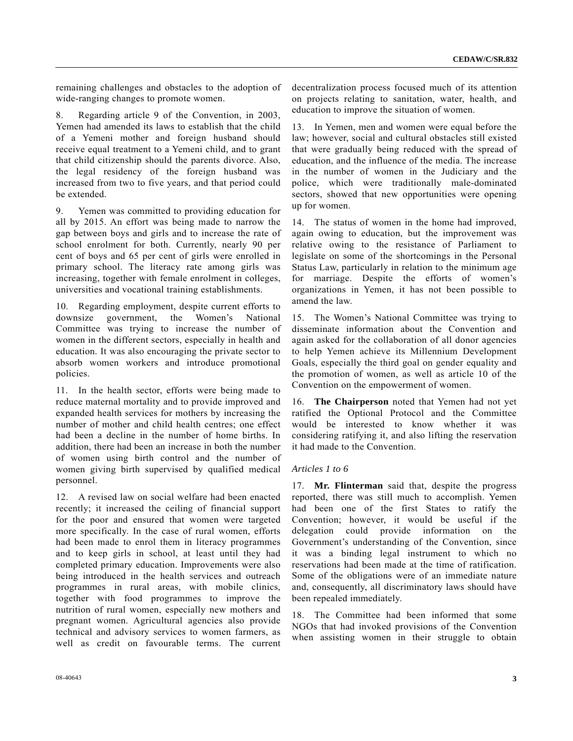remaining challenges and obstacles to the adoption of wide-ranging changes to promote women.

8. Regarding article 9 of the Convention, in 2003, Yemen had amended its laws to establish that the child of a Yemeni mother and foreign husband should receive equal treatment to a Yemeni child, and to grant that child citizenship should the parents divorce. Also, the legal residency of the foreign husband was increased from two to five years, and that period could be extended.

9. Yemen was committed to providing education for all by 2015. An effort was being made to narrow the gap between boys and girls and to increase the rate of school enrolment for both. Currently, nearly 90 per cent of boys and 65 per cent of girls were enrolled in primary school. The literacy rate among girls was increasing, together with female enrolment in colleges, universities and vocational training establishments.

10. Regarding employment, despite current efforts to downsize government, the Women's National Committee was trying to increase the number of women in the different sectors, especially in health and education. It was also encouraging the private sector to absorb women workers and introduce promotional policies.

11. In the health sector, efforts were being made to reduce maternal mortality and to provide improved and expanded health services for mothers by increasing the number of mother and child health centres; one effect had been a decline in the number of home births. In addition, there had been an increase in both the number of women using birth control and the number of women giving birth supervised by qualified medical personnel.

12. A revised law on social welfare had been enacted recently; it increased the ceiling of financial support for the poor and ensured that women were targeted more specifically. In the case of rural women, efforts had been made to enrol them in literacy programmes and to keep girls in school, at least until they had completed primary education. Improvements were also being introduced in the health services and outreach programmes in rural areas, with mobile clinics, together with food programmes to improve the nutrition of rural women, especially new mothers and pregnant women. Agricultural agencies also provide technical and advisory services to women farmers, as well as credit on favourable terms. The current decentralization process focused much of its attention on projects relating to sanitation, water, health, and education to improve the situation of women.

13. In Yemen, men and women were equal before the law; however, social and cultural obstacles still existed that were gradually being reduced with the spread of education, and the influence of the media. The increase in the number of women in the Judiciary and the police, which were traditionally male-dominated sectors, showed that new opportunities were opening up for women.

14. The status of women in the home had improved, again owing to education, but the improvement was relative owing to the resistance of Parliament to legislate on some of the shortcomings in the Personal Status Law, particularly in relation to the minimum age for marriage. Despite the efforts of women's organizations in Yemen, it has not been possible to amend the law.

15. The Women's National Committee was trying to disseminate information about the Convention and again asked for the collaboration of all donor agencies to help Yemen achieve its Millennium Development Goals, especially the third goal on gender equality and the promotion of women, as well as article 10 of the Convention on the empowerment of women.

16. **The Chairperson** noted that Yemen had not yet ratified the Optional Protocol and the Committee would be interested to know whether it was considering ratifying it, and also lifting the reservation it had made to the Convention.

*Articles 1 to 6*

17. **Mr. Flinterman** said that, despite the progress reported, there was still much to accomplish. Yemen had been one of the first States to ratify the Convention; however, it would be useful if the delegation could provide information on the Government's understanding of the Convention, since it was a binding legal instrument to which no reservations had been made at the time of ratification. Some of the obligations were of an immediate nature and, consequently, all discriminatory laws should have been repealed immediately.

18. The Committee had been informed that some NGOs that had invoked provisions of the Convention when assisting women in their struggle to obtain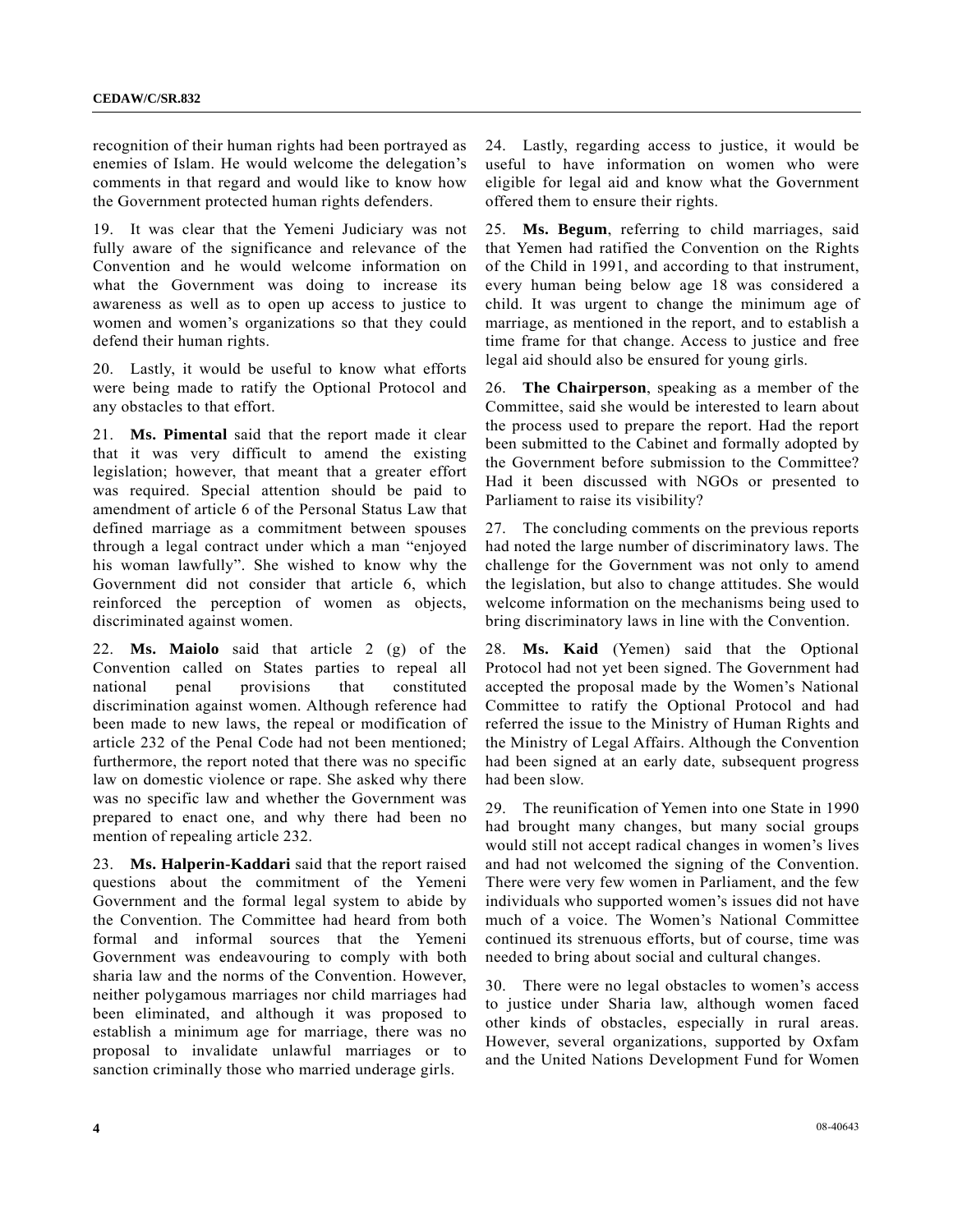recognition of their human rights had been portrayed as enemies of Islam. He would welcome the delegation's comments in that regard and would like to know how the Government protected human rights defenders.

19. It was clear that the Yemeni Judiciary was not fully aware of the significance and relevance of the Convention and he would welcome information on what the Government was doing to increase its awareness as well as to open up access to justice to women and women's organizations so that they could defend their human rights.

20. Lastly, it would be useful to know what efforts were being made to ratify the Optional Protocol and any obstacles to that effort.

21. **Ms. Pimental** said that the report made it clear that it was very difficult to amend the existing legislation; however, that meant that a greater effort was required. Special attention should be paid to amendment of article 6 of the Personal Status Law that defined marriage as a commitment between spouses through a legal contract under which a man "enjoyed his woman lawfully". She wished to know why the Government did not consider that article 6, which reinforced the perception of women as objects, discriminated against women.

22. **Ms. Maiolo** said that article 2 (g) of the Convention called on States parties to repeal all national penal provisions that constituted discrimination against women. Although reference had been made to new laws, the repeal or modification of article 232 of the Penal Code had not been mentioned; furthermore, the report noted that there was no specific law on domestic violence or rape. She asked why there was no specific law and whether the Government was prepared to enact one, and why there had been no mention of repealing article 232.

23. **Ms. Halperin-Kaddari** said that the report raised questions about the commitment of the Yemeni Government and the formal legal system to abide by the Convention. The Committee had heard from both formal and informal sources that the Yemeni Government was endeavouring to comply with both sharia law and the norms of the Convention. However, neither polygamous marriages nor child marriages had been eliminated, and although it was proposed to establish a minimum age for marriage, there was no proposal to invalidate unlawful marriages or to sanction criminally those who married underage girls.

24. Lastly, regarding access to justice, it would be useful to have information on women who were eligible for legal aid and know what the Government offered them to ensure their rights.

25. **Ms. Begum**, referring to child marriages, said that Yemen had ratified the Convention on the Rights of the Child in 1991, and according to that instrument, every human being below age 18 was considered a child. It was urgent to change the minimum age of marriage, as mentioned in the report, and to establish a time frame for that change. Access to justice and free legal aid should also be ensured for young girls.

26. **The Chairperson**, speaking as a member of the Committee, said she would be interested to learn about the process used to prepare the report. Had the report been submitted to the Cabinet and formally adopted by the Government before submission to the Committee? Had it been discussed with NGOs or presented to Parliament to raise its visibility?

27. The concluding comments on the previous reports had noted the large number of discriminatory laws. The challenge for the Government was not only to amend the legislation, but also to change attitudes. She would welcome information on the mechanisms being used to bring discriminatory laws in line with the Convention.

28. **Ms. Kaid** (Yemen) said that the Optional Protocol had not yet been signed. The Government had accepted the proposal made by the Women's National Committee to ratify the Optional Protocol and had referred the issue to the Ministry of Human Rights and the Ministry of Legal Affairs. Although the Convention had been signed at an early date, subsequent progress had been slow.

29. The reunification of Yemen into one State in 1990 had brought many changes, but many social groups would still not accept radical changes in women's lives and had not welcomed the signing of the Convention. There were very few women in Parliament, and the few individuals who supported women's issues did not have much of a voice. The Women's National Committee continued its strenuous efforts, but of course, time was needed to bring about social and cultural changes.

30. There were no legal obstacles to women's access to justice under Sharia law, although women faced other kinds of obstacles, especially in rural areas. However, several organizations, supported by Oxfam and the United Nations Development Fund for Women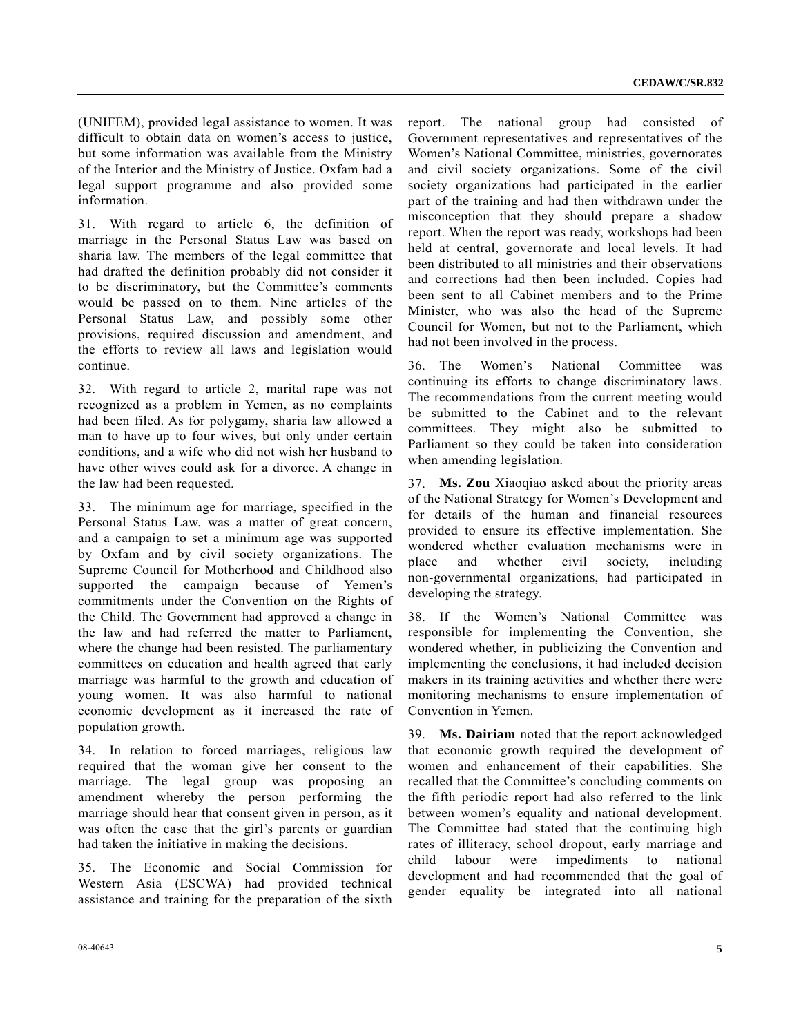(UNIFEM), provided legal assistance to women. It was difficult to obtain data on women's access to justice, but some information was available from the Ministry of the Interior and the Ministry of Justice. Oxfam had a legal support programme and also provided some information.

31. With regard to article 6, the definition of marriage in the Personal Status Law was based on sharia law. The members of the legal committee that had drafted the definition probably did not consider it to be discriminatory, but the Committee's comments would be passed on to them. Nine articles of the Personal Status Law, and possibly some other provisions, required discussion and amendment, and the efforts to review all laws and legislation would continue.

32. With regard to article 2, marital rape was not recognized as a problem in Yemen, as no complaints had been filed. As for polygamy, sharia law allowed a man to have up to four wives, but only under certain conditions, and a wife who did not wish her husband to have other wives could ask for a divorce. A change in the law had been requested.

33. The minimum age for marriage, specified in the Personal Status Law, was a matter of great concern, and a campaign to set a minimum age was supported by Oxfam and by civil society organizations. The Supreme Council for Motherhood and Childhood also supported the campaign because of Yemen's commitments under the Convention on the Rights of the Child. The Government had approved a change in the law and had referred the matter to Parliament, where the change had been resisted. The parliamentary committees on education and health agreed that early marriage was harmful to the growth and education of young women. It was also harmful to national economic development as it increased the rate of population growth.

34. In relation to forced marriages, religious law required that the woman give her consent to the marriage. The legal group was proposing an amendment whereby the person performing the marriage should hear that consent given in person, as it was often the case that the girl's parents or guardian had taken the initiative in making the decisions.

35. The Economic and Social Commission for Western Asia (ESCWA) had provided technical assistance and training for the preparation of the sixth report. The national group had consisted of Government representatives and representatives of the Women's National Committee, ministries, governorates and civil society organizations. Some of the civil society organizations had participated in the earlier part of the training and had then withdrawn under the misconception that they should prepare a shadow report. When the report was ready, workshops had been held at central, governorate and local levels. It had been distributed to all ministries and their observations and corrections had then been included. Copies had been sent to all Cabinet members and to the Prime Minister, who was also the head of the Supreme Council for Women, but not to the Parliament, which had not been involved in the process.

36. The Women's National Committee was continuing its efforts to change discriminatory laws. The recommendations from the current meeting would be submitted to the Cabinet and to the relevant committees. They might also be submitted to Parliament so they could be taken into consideration when amending legislation.

37. **Ms. Zou** Xiaoqiao asked about the priority areas of the National Strategy for Women's Development and for details of the human and financial resources provided to ensure its effective implementation. She wondered whether evaluation mechanisms were in place and whether civil society, including non-governmental organizations, had participated in developing the strategy.

38. If the Women's National Committee was responsible for implementing the Convention, she wondered whether, in publicizing the Convention and implementing the conclusions, it had included decision makers in its training activities and whether there were monitoring mechanisms to ensure implementation of Convention in Yemen.

39. **Ms. Dairiam** noted that the report acknowledged that economic growth required the development of women and enhancement of their capabilities. She recalled that the Committee's concluding comments on the fifth periodic report had also referred to the link between women's equality and national development. The Committee had stated that the continuing high rates of illiteracy, school dropout, early marriage and child labour were impediments to national development and had recommended that the goal of gender equality be integrated into all national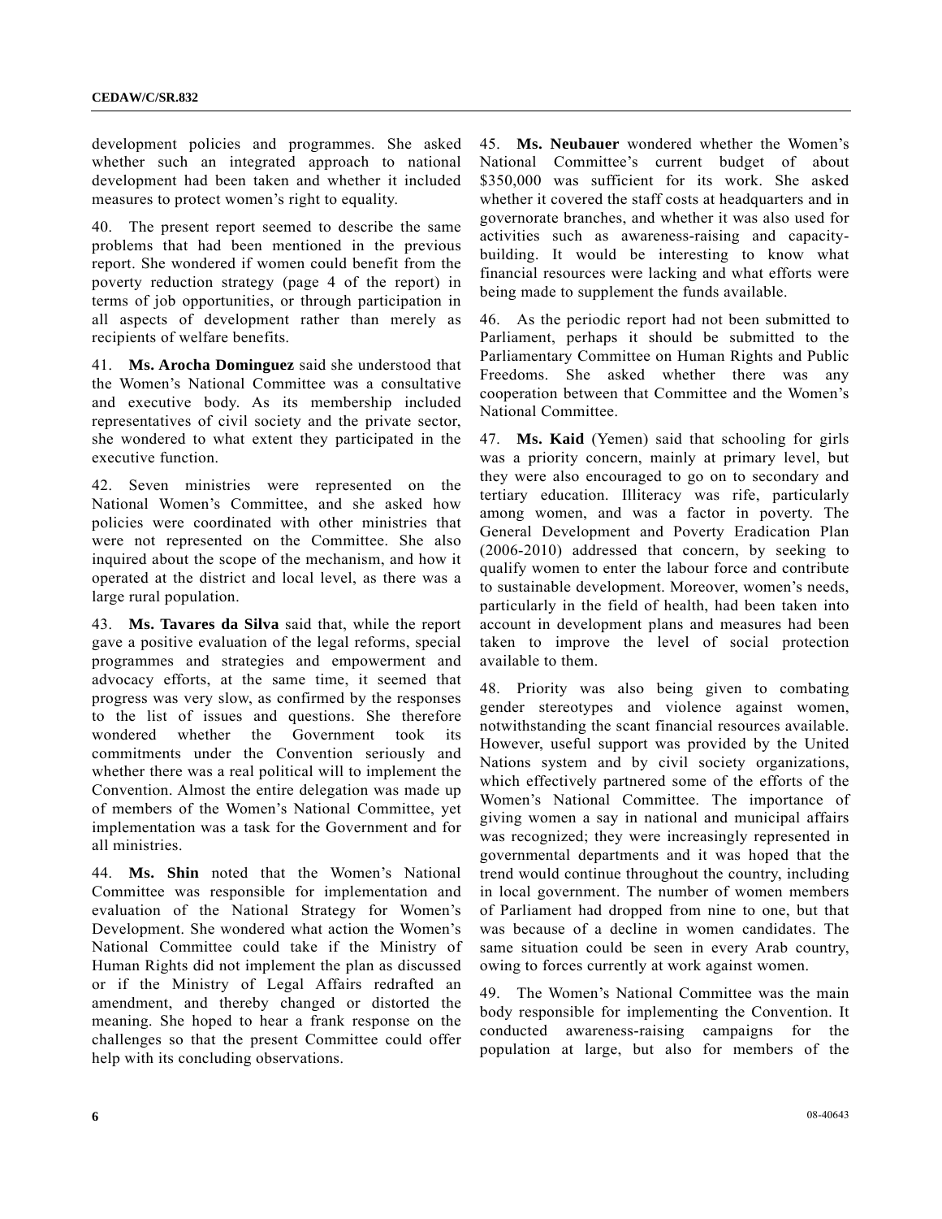development policies and programmes. She asked whether such an integrated approach to national development had been taken and whether it included measures to protect women's right to equality.

40. The present report seemed to describe the same problems that had been mentioned in the previous report. She wondered if women could benefit from the poverty reduction strategy (page 4 of the report) in terms of job opportunities, or through participation in all aspects of development rather than merely as recipients of welfare benefits.

41. **Ms. Arocha Dominguez** said she understood that the Women's National Committee was a consultative and executive body. As its membership included representatives of civil society and the private sector, she wondered to what extent they participated in the executive function.

42. Seven ministries were represented on the National Women's Committee, and she asked how policies were coordinated with other ministries that were not represented on the Committee. She also inquired about the scope of the mechanism, and how it operated at the district and local level, as there was a large rural population.

43. **Ms. Tavares da Silva** said that, while the report gave a positive evaluation of the legal reforms, special programmes and strategies and empowerment and advocacy efforts, at the same time, it seemed that progress was very slow, as confirmed by the responses to the list of issues and questions. She therefore wondered whether the Government took its commitments under the Convention seriously and whether there was a real political will to implement the Convention. Almost the entire delegation was made up of members of the Women's National Committee, yet implementation was a task for the Government and for all ministries.

44. **Ms. Shin** noted that the Women's National Committee was responsible for implementation and evaluation of the National Strategy for Women's Development. She wondered what action the Women's National Committee could take if the Ministry of Human Rights did not implement the plan as discussed or if the Ministry of Legal Affairs redrafted an amendment, and thereby changed or distorted the meaning. She hoped to hear a frank response on the challenges so that the present Committee could offer help with its concluding observations.

45. **Ms. Neubauer** wondered whether the Women's National Committee's current budget of about $350,000 was sufficient for its work. She asked whether it covered the staff costs at headquarters and in governorate branches, and whether it was also used for activities such as awareness-raising and capacity-building. It would be interesting to know what financial resources were lacking and what efforts were being made to supplement the funds available.

46. As the periodic report had not been submitted to Parliament, perhaps it should be submitted to the Parliamentary Committee on Human Rights and Public Freedoms. She asked whether there was any cooperation between that Committee and the Women's National Committee.

47. **Ms. Kaid** (Yemen) said that schooling for girls was a priority concern, mainly at primary level, but they were also encouraged to go on to secondary and tertiary education. Illiteracy was rife, particularly among women, and was a factor in poverty. The General Development and Poverty Eradication Plan (2006-2010) addressed that concern, by seeking to qualify women to enter the labour force and contribute to sustainable development. Moreover, women's needs, particularly in the field of health, had been taken into account in development plans and measures had been taken to improve the level of social protection available to them.

48. Priority was also being given to combating gender stereotypes and violence against women, notwithstanding the scant financial resources available. However, useful support was provided by the United Nations system and by civil society organizations, which effectively partnered some of the efforts of the Women's National Committee. The importance of giving women a say in national and municipal affairs was recognized; they were increasingly represented in governmental departments and it was hoped that the trend would continue throughout the country, including in local government. The number of women members of Parliament had dropped from nine to one, but that was because of a decline in women candidates. The same situation could be seen in every Arab country, owing to forces currently at work against women.

49. The Women's National Committee was the main body responsible for implementing the Convention. It conducted awareness-raising campaigns for the population at large, but also for members of the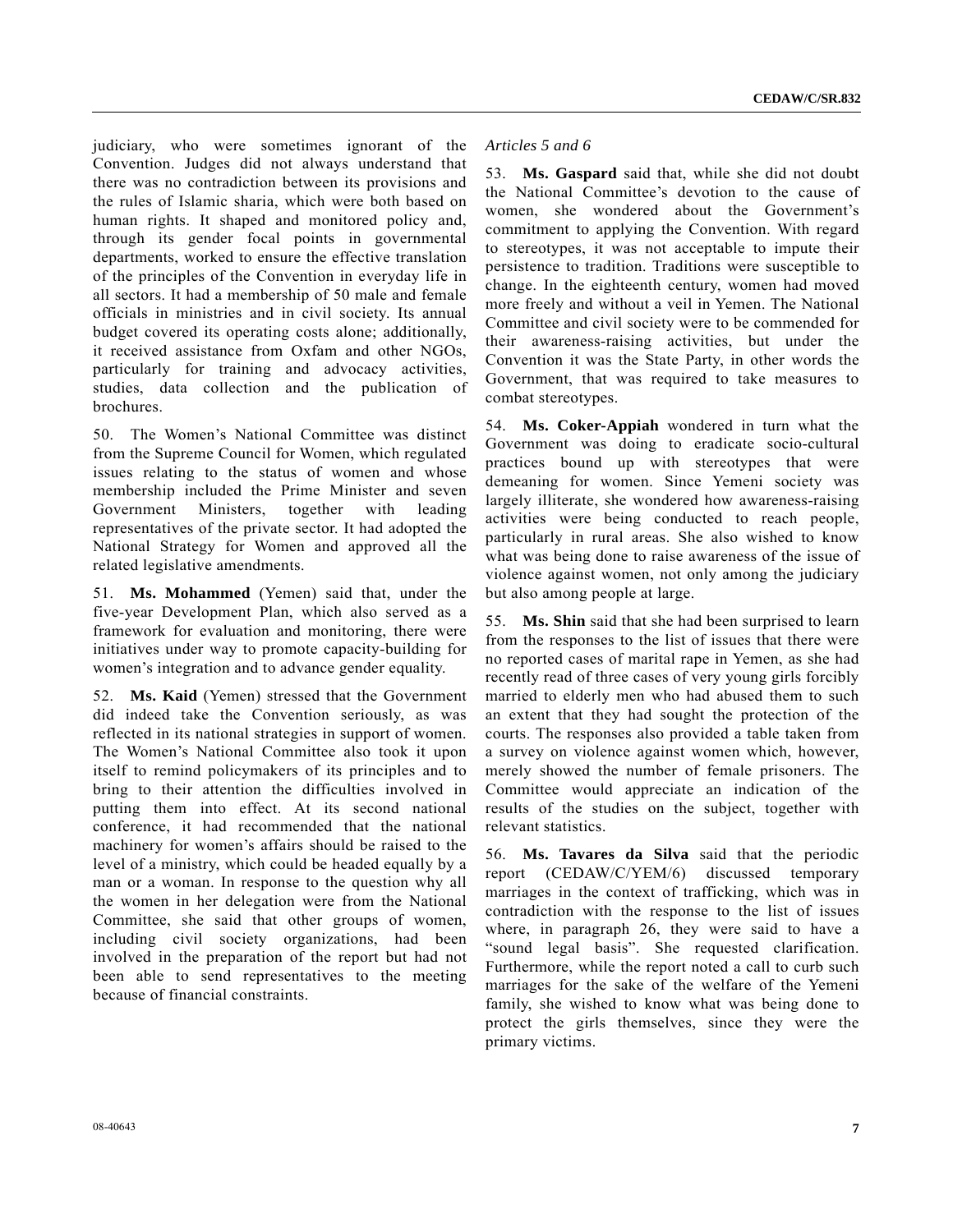judiciary, who were sometimes ignorant of the Convention. Judges did not always understand that there was no contradiction between its provisions and the rules of Islamic sharia, which were both based on human rights. It shaped and monitored policy and, through its gender focal points in governmental departments, worked to ensure the effective translation of the principles of the Convention in everyday life in all sectors. It had a membership of 50 male and female officials in ministries and in civil society. Its annual budget covered its operating costs alone; additionally, it received assistance from Oxfam and other NGOs, particularly for training and advocacy activities, studies, data collection and the publication of brochures.

50. The Women's National Committee was distinct from the Supreme Council for Women, which regulated issues relating to the status of women and whose membership included the Prime Minister and seven Government Ministers, together with leading representatives of the private sector. It had adopted the National Strategy for Women and approved all the related legislative amendments.

51. **Ms. Mohammed** (Yemen) said that, under the five-year Development Plan, which also served as a framework for evaluation and monitoring, there were initiatives under way to promote capacity-building for women's integration and to advance gender equality.

52. **Ms. Kaid** (Yemen) stressed that the Government did indeed take the Convention seriously, as was reflected in its national strategies in support of women. The Women's National Committee also took it upon itself to remind policymakers of its principles and to bring to their attention the difficulties involved in putting them into effect. At its second national conference, it had recommended that the national machinery for women's affairs should be raised to the level of a ministry, which could be headed equally by a man or a woman. In response to the question why all the women in her delegation were from the National Committee, she said that other groups of women, including civil society organizations, had been involved in the preparation of the report but had not been able to send representatives to the meeting because of financial constraints.

*Articles 5 and 6*

53. **Ms. Gaspard** said that, while she did not doubt the National Committee's devotion to the cause of women, she wondered about the Government's commitment to applying the Convention. With regard to stereotypes, it was not acceptable to impute their persistence to tradition. Traditions were susceptible to change. In the eighteenth century, women had moved more freely and without a veil in Yemen. The National Committee and civil society were to be commended for their awareness-raising activities, but under the Convention it was the State Party, in other words the Government, that was required to take measures to combat stereotypes.

54. **Ms. Coker-Appiah** wondered in turn what the Government was doing to eradicate socio-cultural practices bound up with stereotypes that were demeaning for women. Since Yemeni society was largely illiterate, she wondered how awareness-raising activities were being conducted to reach people, particularly in rural areas. She also wished to know what was being done to raise awareness of the issue of violence against women, not only among the judiciary but also among people at large.

55. **Ms. Shin** said that she had been surprised to learn from the responses to the list of issues that there were no reported cases of marital rape in Yemen, as she had recently read of three cases of very young girls forcibly married to elderly men who had abused them to such an extent that they had sought the protection of the courts. The responses also provided a table taken from a survey on violence against women which, however, merely showed the number of female prisoners. The Committee would appreciate an indication of the results of the studies on the subject, together with relevant statistics.

56. **Ms. Tavares da Silva** said that the periodic report (CEDAW/C/YEM/6) discussed temporary marriages in the context of trafficking, which was in contradiction with the response to the list of issues where, in paragraph 26, they were said to have a "sound legal basis". She requested clarification. Furthermore, while the report noted a call to curb such marriages for the sake of the welfare of the Yemeni family, she wished to know what was being done to protect the girls themselves, since they were the primary victims.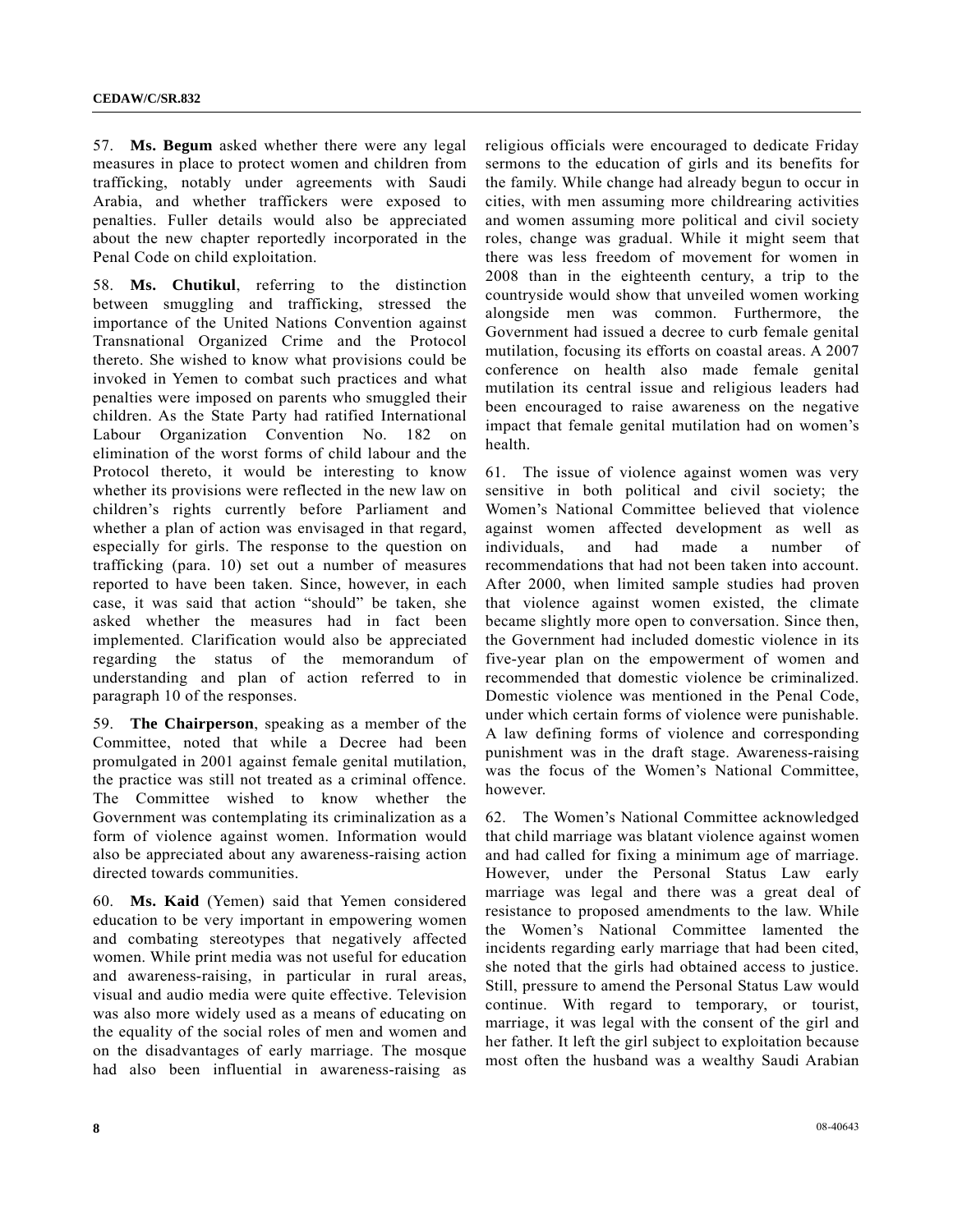57. **Ms. Begum** asked whether there were any legal measures in place to protect women and children from trafficking, notably under agreements with Saudi Arabia, and whether traffickers were exposed to penalties. Fuller details would also be appreciated about the new chapter reportedly incorporated in the Penal Code on child exploitation.

58. **Ms. Chutikul**, referring to the distinction between smuggling and trafficking, stressed the importance of the United Nations Convention against Transnational Organized Crime and the Protocol thereto. She wished to know what provisions could be invoked in Yemen to combat such practices and what penalties were imposed on parents who smuggled their children. As the State Party had ratified International Labour Organization Convention No. 182 on elimination of the worst forms of child labour and the Protocol thereto, it would be interesting to know whether its provisions were reflected in the new law on children's rights currently before Parliament and whether a plan of action was envisaged in that regard, especially for girls. The response to the question on trafficking (para. 10) set out a number of measures reported to have been taken. Since, however, in each case, it was said that action "should" be taken, she asked whether the measures had in fact been implemented. Clarification would also be appreciated regarding the status of the memorandum of understanding and plan of action referred to in paragraph 10 of the responses.

59. **The Chairperson**, speaking as a member of the Committee, noted that while a Decree had been promulgated in 2001 against female genital mutilation, the practice was still not treated as a criminal offence. The Committee wished to know whether the Government was contemplating its criminalization as a form of violence against women. Information would also be appreciated about any awareness-raising action directed towards communities.

60. **Ms. Kaid** (Yemen) said that Yemen considered education to be very important in empowering women and combating stereotypes that negatively affected women. While print media was not useful for education and awareness-raising, in particular in rural areas, visual and audio media were quite effective. Television was also more widely used as a means of educating on the equality of the social roles of men and women and on the disadvantages of early marriage. The mosque had also been influential in awareness-raising as religious officials were encouraged to dedicate Friday sermons to the education of girls and its benefits for the family. While change had already begun to occur in cities, with men assuming more childrearing activities and women assuming more political and civil society roles, change was gradual. While it might seem that there was less freedom of movement for women in 2008 than in the eighteenth century, a trip to the countryside would show that unveiled women working alongside men was common. Furthermore, the Government had issued a decree to curb female genital mutilation, focusing its efforts on coastal areas. A 2007 conference on health also made female genital mutilation its central issue and religious leaders had been encouraged to raise awareness on the negative impact that female genital mutilation had on women's health.

61. The issue of violence against women was very sensitive in both political and civil society; the Women's National Committee believed that violence against women affected development as well as individuals, and had made a number of recommendations that had not been taken into account. After 2000, when limited sample studies had proven that violence against women existed, the climate became slightly more open to conversation. Since then, the Government had included domestic violence in its five-year plan on the empowerment of women and recommended that domestic violence be criminalized. Domestic violence was mentioned in the Penal Code, under which certain forms of violence were punishable. A law defining forms of violence and corresponding punishment was in the draft stage. Awareness-raising was the focus of the Women's National Committee, however.

62. The Women's National Committee acknowledged that child marriage was blatant violence against women and had called for fixing a minimum age of marriage. However, under the Personal Status Law early marriage was legal and there was a great deal of resistance to proposed amendments to the law. While the Women's National Committee lamented the incidents regarding early marriage that had been cited, she noted that the girls had obtained access to justice. Still, pressure to amend the Personal Status Law would continue. With regard to temporary, or tourist, marriage, it was legal with the consent of the girl and her father. It left the girl subject to exploitation because most often the husband was a wealthy Saudi Arabian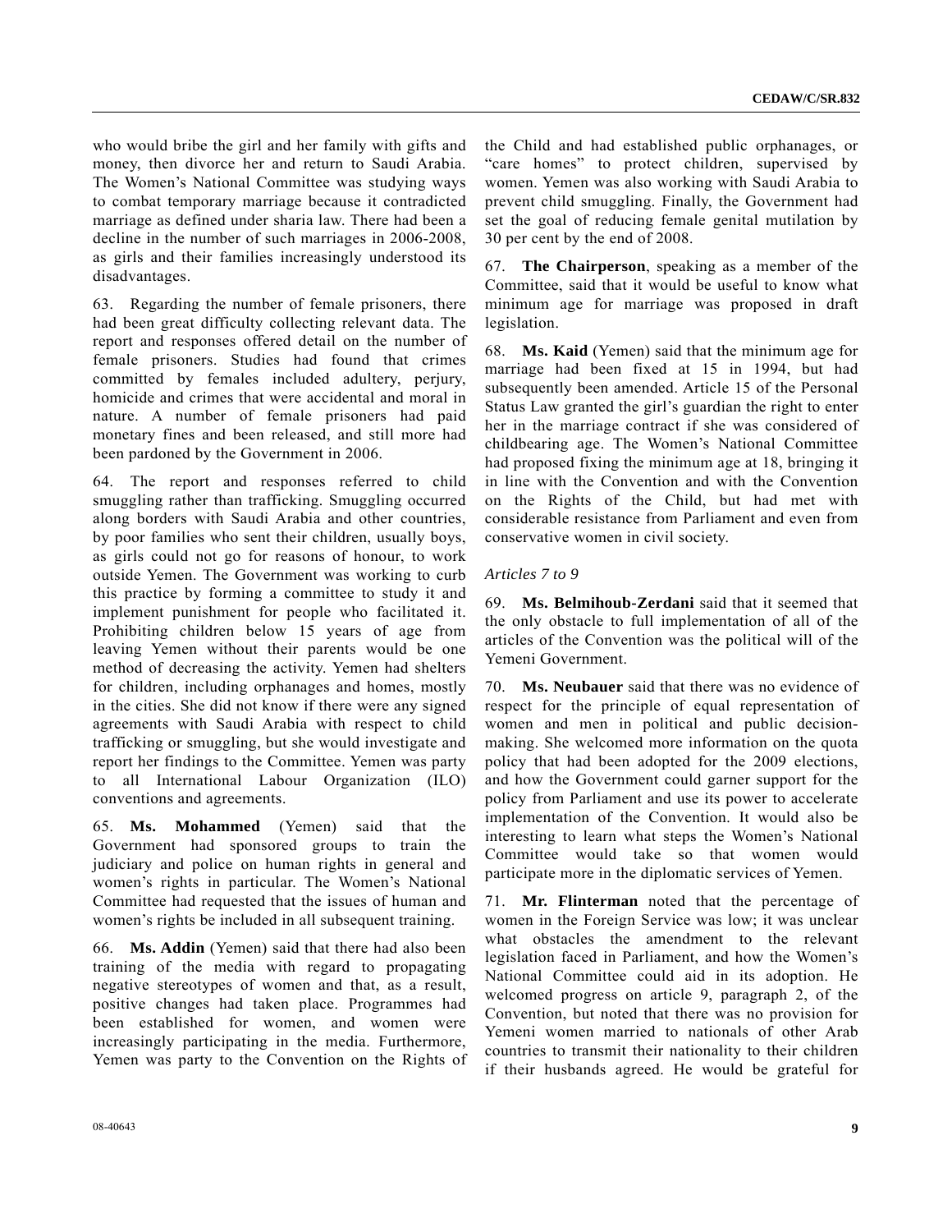who would bribe the girl and her family with gifts and money, then divorce her and return to Saudi Arabia. The Women's National Committee was studying ways to combat temporary marriage because it contradicted marriage as defined under sharia law. There had been a decline in the number of such marriages in 2006-2008, as girls and their families increasingly understood its disadvantages.

63. Regarding the number of female prisoners, there had been great difficulty collecting relevant data. The report and responses offered detail on the number of female prisoners. Studies had found that crimes committed by females included adultery, perjury, homicide and crimes that were accidental and moral in nature. A number of female prisoners had paid monetary fines and been released, and still more had been pardoned by the Government in 2006.

64. The report and responses referred to child smuggling rather than trafficking. Smuggling occurred along borders with Saudi Arabia and other countries, by poor families who sent their children, usually boys, as girls could not go for reasons of honour, to work outside Yemen. The Government was working to curb this practice by forming a committee to study it and implement punishment for people who facilitated it. Prohibiting children below 15 years of age from leaving Yemen without their parents would be one method of decreasing the activity. Yemen had shelters for children, including orphanages and homes, mostly in the cities. She did not know if there were any signed agreements with Saudi Arabia with respect to child trafficking or smuggling, but she would investigate and report her findings to the Committee. Yemen was party to all International Labour Organization (ILO) conventions and agreements.

65. **Ms. Mohammed** (Yemen) said that the Government had sponsored groups to train the judiciary and police on human rights in general and women's rights in particular. The Women's National Committee had requested that the issues of human and women's rights be included in all subsequent training.

66. **Ms. Addin** (Yemen) said that there had also been training of the media with regard to propagating negative stereotypes of women and that, as a result, positive changes had taken place. Programmes had been established for women, and women were increasingly participating in the media. Furthermore, Yemen was party to the Convention on the Rights of the Child and had established public orphanages, or "care homes" to protect children, supervised by women. Yemen was also working with Saudi Arabia to prevent child smuggling. Finally, the Government had set the goal of reducing female genital mutilation by 30 per cent by the end of 2008.

67. **The Chairperson**, speaking as a member of the Committee, said that it would be useful to know what minimum age for marriage was proposed in draft legislation.

68. **Ms. Kaid** (Yemen) said that the minimum age for marriage had been fixed at 15 in 1994, but had subsequently been amended. Article 15 of the Personal Status Law granted the girl's guardian the right to enter her in the marriage contract if she was considered of childbearing age. The Women's National Committee had proposed fixing the minimum age at 18, bringing it in line with the Convention and with the Convention on the Rights of the Child, but had met with considerable resistance from Parliament and even from conservative women in civil society.

*Articles 7 to 9*

69. **Ms. Belmihoub-Zerdani** said that it seemed that the only obstacle to full implementation of all of the articles of the Convention was the political will of the Yemeni Government.

70. **Ms. Neubauer** said that there was no evidence of respect for the principle of equal representation of women and men in political and public decision-making. She welcomed more information on the quota policy that had been adopted for the 2009 elections, and how the Government could garner support for the policy from Parliament and use its power to accelerate implementation of the Convention. It would also be interesting to learn what steps the Women's National Committee would take so that women would participate more in the diplomatic services of Yemen.

71. **Mr. Flinterman** noted that the percentage of women in the Foreign Service was low; it was unclear what obstacles the amendment to the relevant legislation faced in Parliament, and how the Women's National Committee could aid in its adoption. He welcomed progress on article 9, paragraph 2, of the Convention, but noted that there was no provision for Yemeni women married to nationals of other Arab countries to transmit their nationality to their children if their husbands agreed. He would be grateful for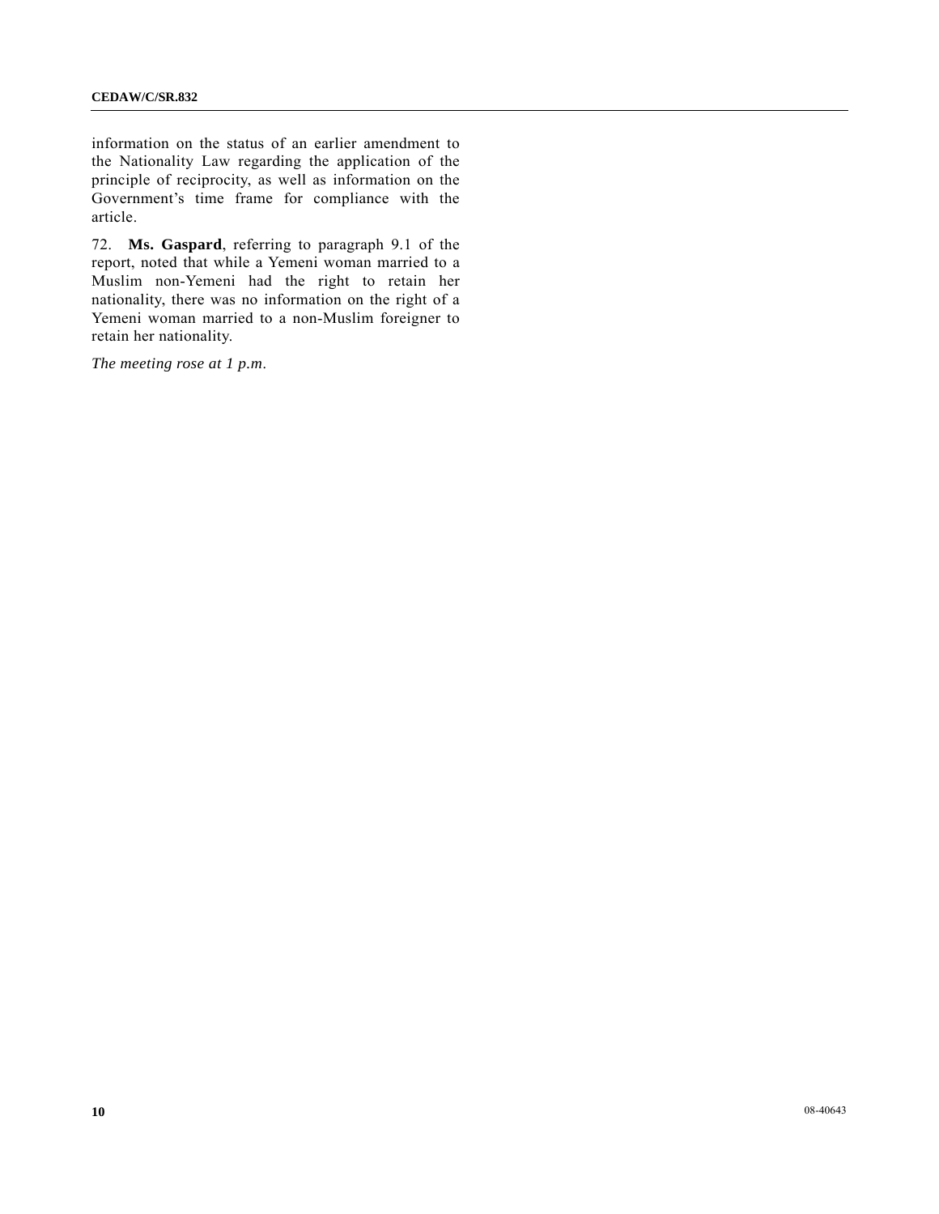information on the status of an earlier amendment to the Nationality Law regarding the application of the principle of reciprocity, as well as information on the Government's time frame for compliance with the article.

72. **Ms. Gaspard**, referring to paragraph 9.1 of the report, noted that while a Yemeni woman married to a Muslim non-Yemeni had the right to retain her nationality, there was no information on the right of a Yemeni woman married to a non-Muslim foreigner to retain her nationality.

*The meeting rose at 1 p.m.*